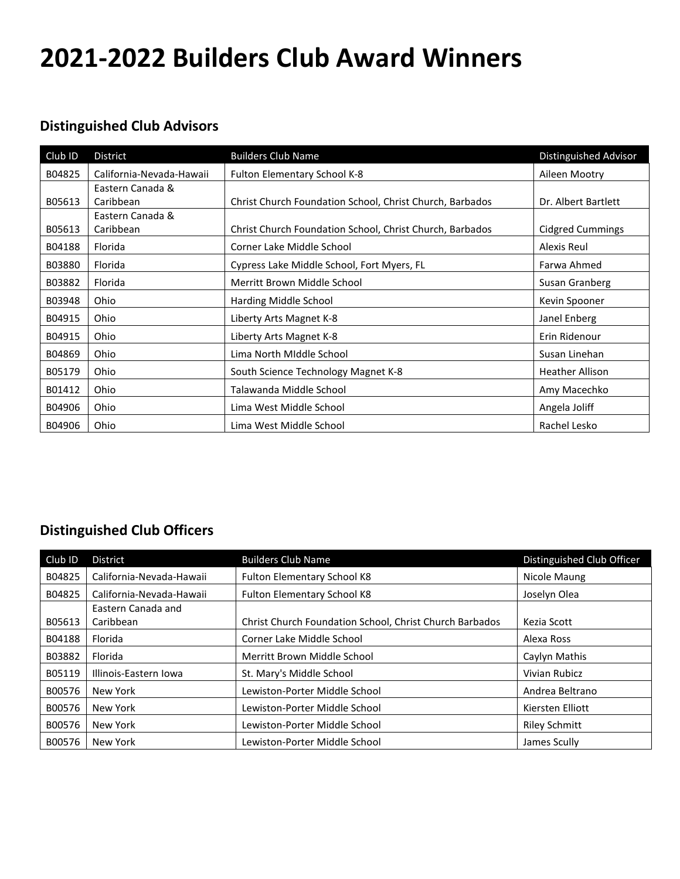# 2021-2022 Builders Club Award Winners

## Distinguished Club Advisors

| Club ID | District | Builders Club Name | Distinguished Advisor |
|---|---|---|---|
| B04825 | California-Nevada-Hawaii | Fulton Elementary School K-8 | Aileen Mootry |
| B05613 | Eastern Canada & Caribbean | Christ Church Foundation School, Christ Church, Barbados | Dr. Albert Bartlett |
| B05613 | Eastern Canada & Caribbean | Christ Church Foundation School, Christ Church, Barbados | Cidgred Cummings |
| B04188 | Florida | Corner Lake Middle School | Alexis Reul |
| B03880 | Florida | Cypress Lake Middle School, Fort Myers, FL | Farwa Ahmed |
| B03882 | Florida | Merritt Brown Middle School | Susan Granberg |
| B03948 | Ohio | Harding Middle School | Kevin Spooner |
| B04915 | Ohio | Liberty Arts Magnet K-8 | Janel Enberg |
| B04915 | Ohio | Liberty Arts Magnet K-8 | Erin Ridenour |
| B04869 | Ohio | Lima North MIddle School | Susan Linehan |
| B05179 | Ohio | South Science Technology Magnet K-8 | Heather Allison |
| B01412 | Ohio | Talawanda Middle School | Amy Macechko |
| B04906 | Ohio | Lima West Middle School | Angela Joliff |
| B04906 | Ohio | Lima West Middle School | Rachel Lesko |

## Distinguished Club Officers

| Club ID | District | Builders Club Name | Distinguished Club Officer |
|---|---|---|---|
| B04825 | California-Nevada-Hawaii | Fulton Elementary School K8 | Nicole Maung |
| B04825 | California-Nevada-Hawaii | Fulton Elementary School K8 | Joselyn Olea |
| B05613 | Eastern Canada and Caribbean | Christ Church Foundation School, Christ Church Barbados | Kezia Scott |
| B04188 | Florida | Corner Lake Middle School | Alexa Ross |
| B03882 | Florida | Merritt Brown Middle School | Caylyn Mathis |
| B05119 | Illinois-Eastern Iowa | St. Mary's Middle School | Vivian Rubicz |
| B00576 | New York | Lewiston-Porter Middle School | Andrea Beltrano |
| B00576 | New York | Lewiston-Porter Middle School | Kiersten Elliott |
| B00576 | New York | Lewiston-Porter Middle School | Riley Schmitt |
| B00576 | New York | Lewiston-Porter Middle School | James Scully |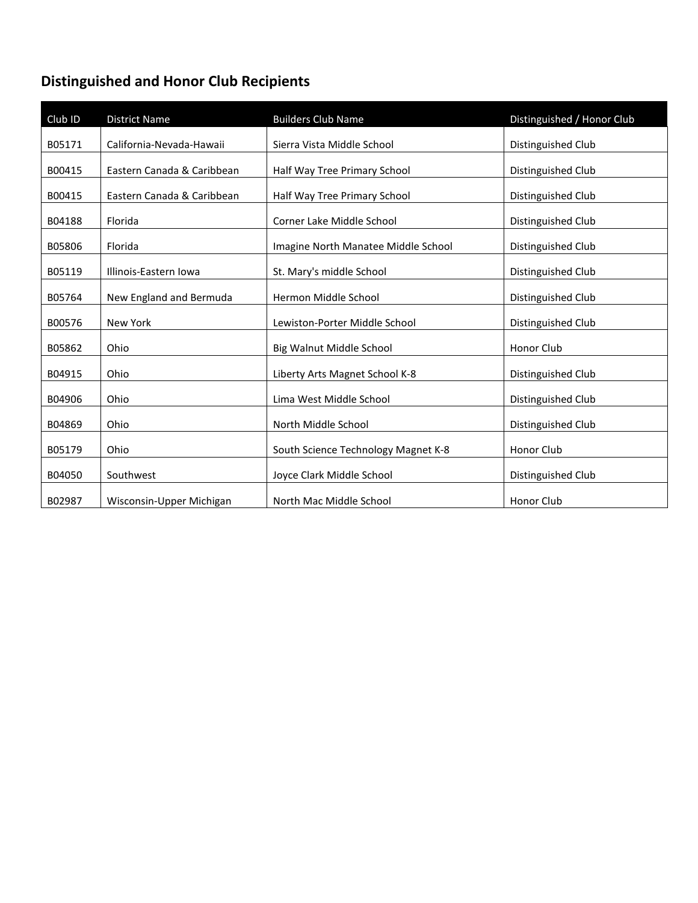## Distinguished and Honor Club Recipients

| Club ID | District Name | Builders Club Name | Distinguished / Honor Club |
|---|---|---|---|
| B05171 | California-Nevada-Hawaii | Sierra Vista Middle School | Distinguished Club |
| B00415 | Eastern Canada & Caribbean | Half Way Tree Primary School | Distinguished Club |
| B00415 | Eastern Canada & Caribbean | Half Way Tree Primary School | Distinguished Club |
| B04188 | Florida | Corner Lake Middle School | Distinguished Club |
| B05806 | Florida | Imagine North Manatee Middle School | Distinguished Club |
| B05119 | Illinois-Eastern Iowa | St. Mary's middle School | Distinguished Club |
| B05764 | New England and Bermuda | Hermon Middle School | Distinguished Club |
| B00576 | New York | Lewiston-Porter Middle School | Distinguished Club |
| B05862 | Ohio | Big Walnut Middle School | Honor Club |
| B04915 | Ohio | Liberty Arts Magnet School K-8 | Distinguished Club |
| B04906 | Ohio | Lima West Middle School | Distinguished Club |
| B04869 | Ohio | North Middle School | Distinguished Club |
| B05179 | Ohio | South Science Technology Magnet K-8 | Honor Club |
| B04050 | Southwest | Joyce Clark Middle School | Distinguished Club |
| B02987 | Wisconsin-Upper Michigan | North Mac Middle School | Honor Club |